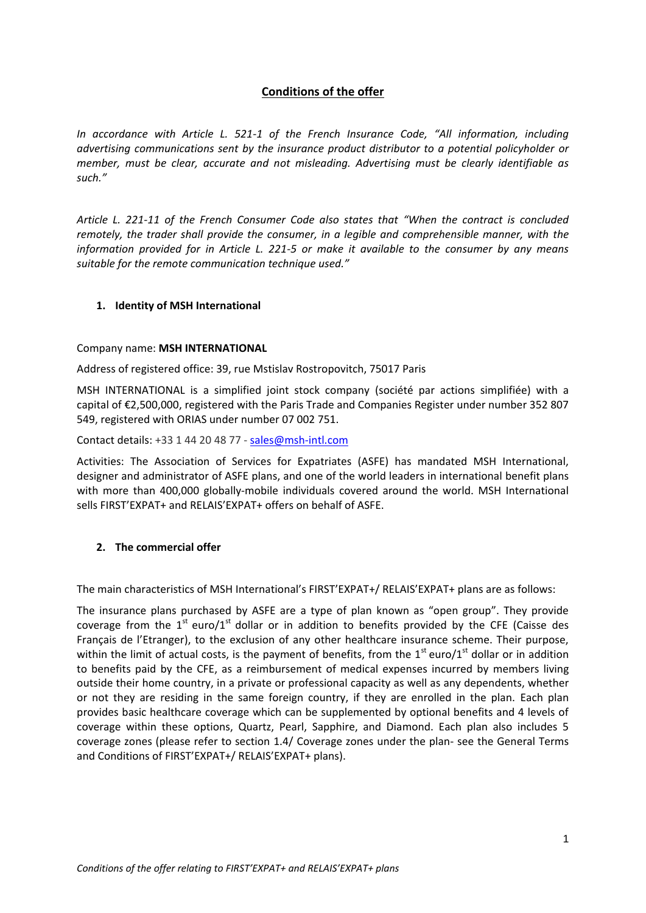# Conditions of the offer

*In accordance with Article L. 521-1 of the French Insurance Code, "All information, including advertising communications sent by the insurance product distributor to a potential policyholder or member, must be clear, accurate and not misleading. Advertising must be clearly identifiable as such."*

*Article L. 221-11 of the French Consumer Code also states that "When the contract is concluded remotely, the trader shall provide the consumer, in a legible and comprehensible manner, with the information provided for in Article L. 221-5 or make it available to the consumer by any means suitable for the remote communication technique used."*

## 1. Identity of MSH International

Company name: **MSH INTERNATIONAL**

Address of registered office: 39, rue Mstislav Rostropovitch, 75017 Paris

MSH INTERNATIONAL is a simplified joint stock company (société par actions simplifiée) with a capital of €2,500,000, registered with the Paris Trade and Companies Register under number 352 807 549, registered with ORIAS under number 07 002 751.

Contact details: +33 1 44 20 48 77 - sales@msh-intl.com

Activities: The Association of Services for Expatriates (ASFE) has mandated MSH International, designer and administrator of ASFE plans, and one of the world leaders in international benefit plans with more than 400,000 globally-mobile individuals covered around the world. MSH International sells FIRST'EXPAT+ and RELAIS'EXPAT+ offers on behalf of ASFE.

## 2. The commercial offer

The main characteristics of MSH International's FIRST'EXPAT+/ RELAIS'EXPAT+ plans are as follows:

The insurance plans purchased by ASFE are a type of plan known as "open group". They provide coverage from the 1st euro/1st dollar or in addition to benefits provided by the CFE (Caisse des Français de l'Etranger), to the exclusion of any other healthcare insurance scheme. Their purpose, within the limit of actual costs, is the payment of benefits, from the 1st euro/1st dollar or in addition to benefits paid by the CFE, as a reimbursement of medical expenses incurred by members living outside their home country, in a private or professional capacity as well as any dependents, whether or not they are residing in the same foreign country, if they are enrolled in the plan. Each plan provides basic healthcare coverage which can be supplemented by optional benefits and 4 levels of coverage within these options, Quartz, Pearl, Sapphire, and Diamond. Each plan also includes 5 coverage zones (please refer to section 1.4/ Coverage zones under the plan- see the General Terms and Conditions of FIRST'EXPAT+/ RELAIS'EXPAT+ plans).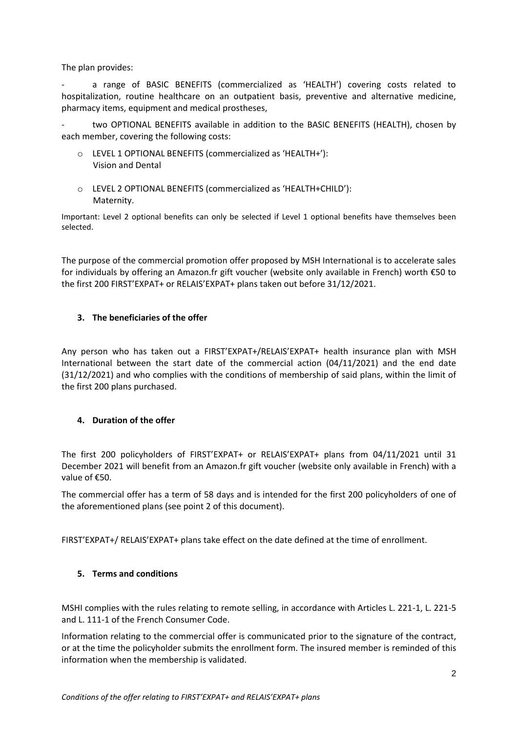The plan provides:

- a range of BASIC BENEFITS (commercialized as 'HEALTH') covering costs related to hospitalization, routine healthcare on an outpatient basis, preventive and alternative medicine, pharmacy items, equipment and medical prostheses,
- two OPTIONAL BENEFITS available in addition to the BASIC BENEFITS (HEALTH), chosen by each member, covering the following costs:
  - LEVEL 1 OPTIONAL BENEFITS (commercialized as 'HEALTH+'): Vision and Dental
  - LEVEL 2 OPTIONAL BENEFITS (commercialized as 'HEALTH+CHILD'): Maternity.

Important: Level 2 optional benefits can only be selected if Level 1 optional benefits have themselves been selected.

The purpose of the commercial promotion offer proposed by MSH International is to accelerate sales for individuals by offering an Amazon.fr gift voucher (website only available in French) worth €50 to the first 200 FIRST'EXPAT+ or RELAIS'EXPAT+ plans taken out before 31/12/2021.

### 3. The beneficiaries of the offer

Any person who has taken out a FIRST'EXPAT+/RELAIS'EXPAT+ health insurance plan with MSH International between the start date of the commercial action (04/11/2021) and the end date (31/12/2021) and who complies with the conditions of membership of said plans, within the limit of the first 200 plans purchased.

### 4. Duration of the offer

The first 200 policyholders of FIRST'EXPAT+ or RELAIS'EXPAT+ plans from 04/11/2021 until 31 December 2021 will benefit from an Amazon.fr gift voucher (website only available in French) with a value of €50.

The commercial offer has a term of 58 days and is intended for the first 200 policyholders of one of the aforementioned plans (see point 2 of this document).

FIRST'EXPAT+/ RELAIS'EXPAT+ plans take effect on the date defined at the time of enrollment.

### 5. Terms and conditions

MSHI complies with the rules relating to remote selling, in accordance with Articles L. 221-1, L. 221-5 and L. 111-1 of the French Consumer Code.

Information relating to the commercial offer is communicated prior to the signature of the contract, or at the time the policyholder submits the enrollment form. The insured member is reminded of this information when the membership is validated.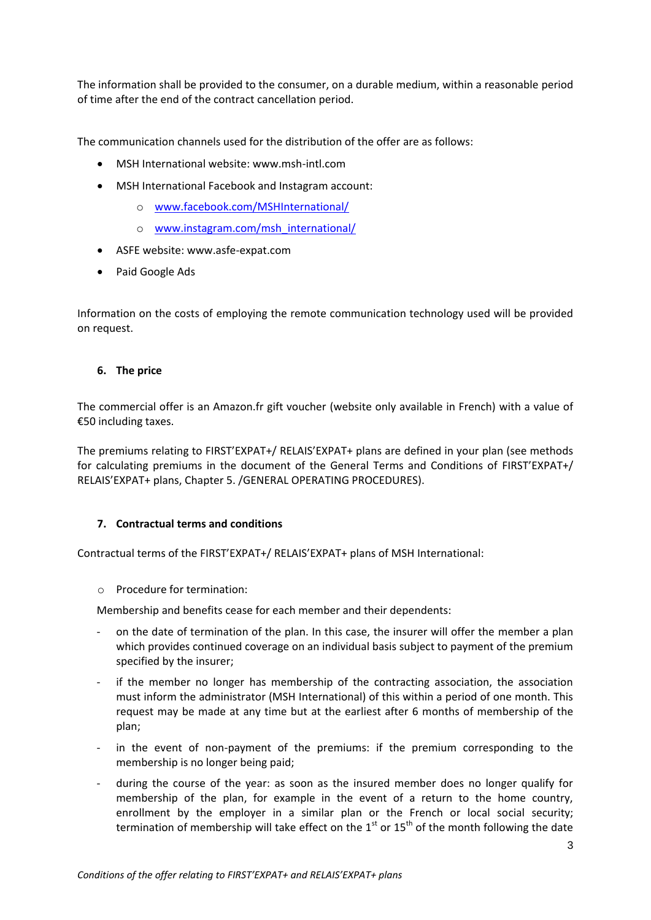The information shall be provided to the consumer, on a durable medium, within a reasonable period of time after the end of the contract cancellation period.

The communication channels used for the distribution of the offer are as follows:

- MSH International website: www.msh-intl.com
- MSH International Facebook and Instagram account:
  - [www.facebook.com/MSHInternational/](www.facebook.com/MSHInternational/)
  - [www.instagram.com/msh_international/](www.instagram.com/msh_international/)
- ASFE website: www.asfe-expat.com
- Paid Google Ads

Information on the costs of employing the remote communication technology used will be provided on request.

## 6. The price

The commercial offer is an Amazon.fr gift voucher (website only available in French) with a value of €50 including taxes.

The premiums relating to FIRST'EXPAT+/ RELAIS'EXPAT+ plans are defined in your plan (see methods for calculating premiums in the document of the General Terms and Conditions of FIRST'EXPAT+/ RELAIS'EXPAT+ plans, Chapter 5. /GENERAL OPERATING PROCEDURES).

## 7. Contractual terms and conditions

Contractual terms of the FIRST'EXPAT+/ RELAIS'EXPAT+ plans of MSH International:

- Procedure for termination:

Membership and benefits cease for each member and their dependents:

- on the date of termination of the plan. In this case, the insurer will offer the member a plan which provides continued coverage on an individual basis subject to payment of the premium specified by the insurer;
- if the member no longer has membership of the contracting association, the association must inform the administrator (MSH International) of this within a period of one month. This request may be made at any time but at the earliest after 6 months of membership of the plan;
- in the event of non-payment of the premiums: if the premium corresponding to the membership is no longer being paid;
- during the course of the year: as soon as the insured member does no longer qualify for membership of the plan, for example in the event of a return to the home country, enrollment by the employer in a similar plan or the French or local social security; termination of membership will take effect on the 1st or 15th of the month following the date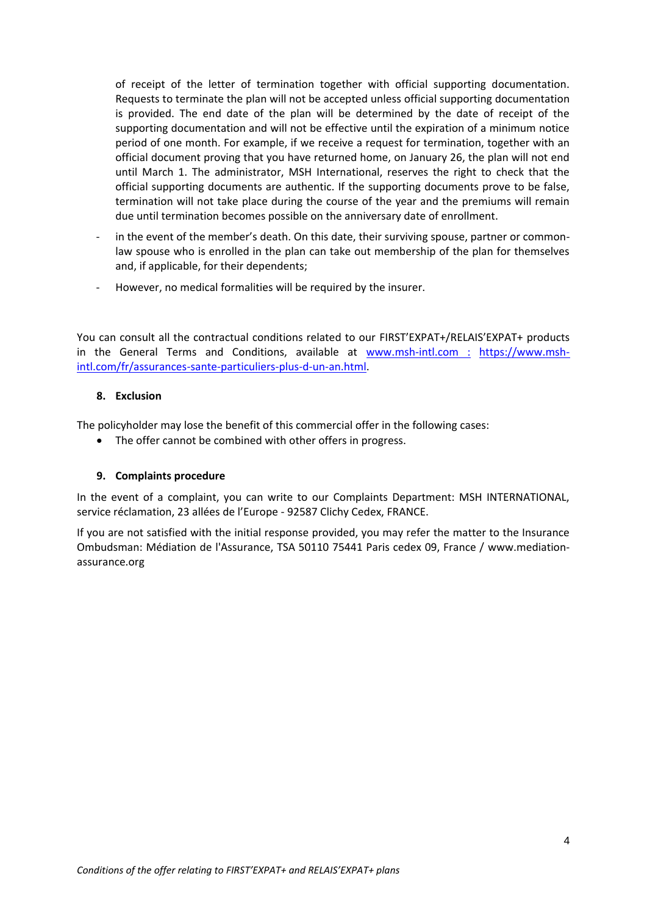of receipt of the letter of termination together with official supporting documentation. Requests to terminate the plan will not be accepted unless official supporting documentation is provided. The end date of the plan will be determined by the date of receipt of the supporting documentation and will not be effective until the expiration of a minimum notice period of one month. For example, if we receive a request for termination, together with an official document proving that you have returned home, on January 26, the plan will not end until March 1. The administrator, MSH International, reserves the right to check that the official supporting documents are authentic. If the supporting documents prove to be false, termination will not take place during the course of the year and the premiums will remain due until termination becomes possible on the anniversary date of enrollment.

- in the event of the member's death. On this date, their surviving spouse, partner or common-law spouse who is enrolled in the plan can take out membership of the plan for themselves and, if applicable, for their dependents;
- However, no medical formalities will be required by the insurer.

You can consult all the contractual conditions related to our FIRST'EXPAT+/RELAIS'EXPAT+ products in the General Terms and Conditions, available at www.msh-intl.com : https://www.msh-intl.com/fr/assurances-sante-particuliers-plus-d-un-an.html.

## 8. Exclusion

The policyholder may lose the benefit of this commercial offer in the following cases:

- The offer cannot be combined with other offers in progress.

## 9. Complaints procedure

In the event of a complaint, you can write to our Complaints Department: MSH INTERNATIONAL, service réclamation, 23 allées de l'Europe - 92587 Clichy Cedex, FRANCE.

If you are not satisfied with the initial response provided, you may refer the matter to the Insurance Ombudsman: Médiation de l'Assurance, TSA 50110 75441 Paris cedex 09, France / www.mediation-assurance.org